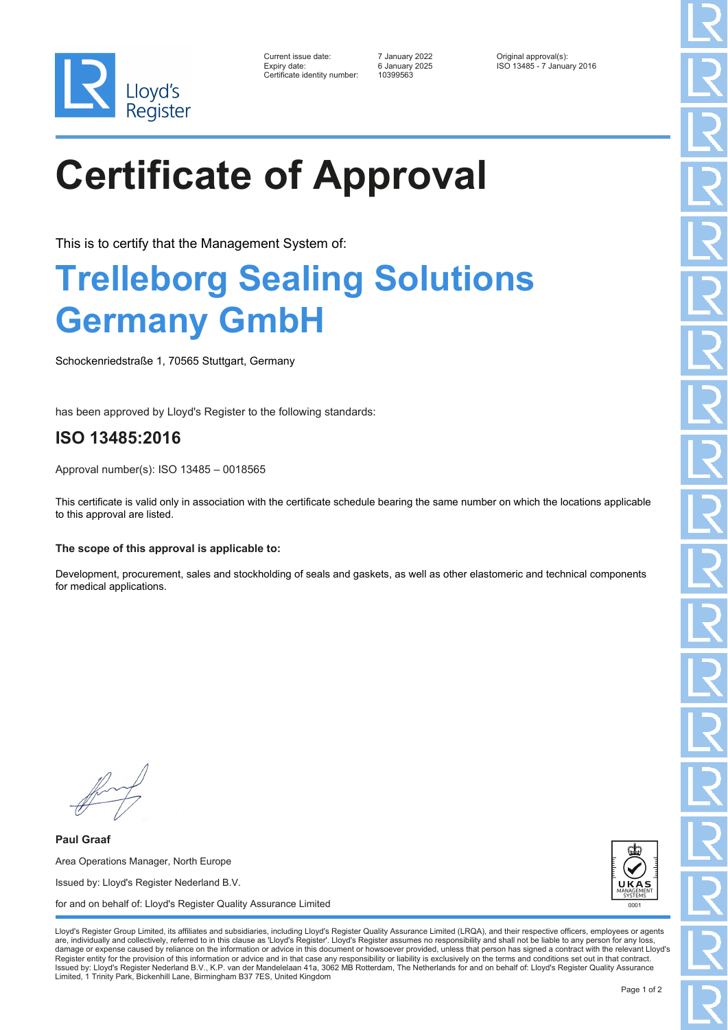Lloyd's Register

| | | |
|---|---|---|
| Current issue date: | 7 January 2022 | Original approval(s): |
| Expiry date: | 6 January 2025 | ISO 13485 - 7 January 2016 |
| Certificate identity number: | 10399563 | |

# Certificate of Approval

This is to certify that the Management System of:

## Trelleborg Sealing Solutions Germany GmbH

Schockenriedstraße 1, 70565 Stuttgart, Germany

has been approved by Lloyd's Register to the following standards:

## ISO 13485:2016

Approval number(s): ISO 13485 – 0018565

This certificate is valid only in association with the certificate schedule bearing the same number on which the locations applicable to this approval are listed.

**The scope of this approval is applicable to:**

Development, procurement, sales and stockholding of seals and gaskets, as well as other elastomeric and technical components for medical applications.

**Paul Graaf**

Area Operations Manager, North Europe

Issued by: Lloyd's Register Nederland B.V.

for and on behalf of: Lloyd's Register Quality Assurance Limited

UKAS MANAGEMENT SYSTEMS 0001

Lloyd's Register Group Limited, its affiliates and subsidiaries, including Lloyd's Register Quality Assurance Limited (LRQA), and their respective officers, employees or agents are, individually and collectively, referred to in this clause as 'Lloyd's Register'. Lloyd's Register assumes no responsibility and shall not be liable to any person for any loss, damage or expense caused by reliance on the information or advice in this document or howsoever provided, unless that person has signed a contract with the relevant Lloyd's Register entity for the provision of this information or advice and in that case any responsibility or liability is exclusively on the terms and conditions set out in that contract.
Issued by: Lloyd's Register Nederland B.V., K.P. van der Mandelelaan 41a, 3062 MB Rotterdam, The Netherlands for and on behalf of: Lloyd's Register Quality Assurance Limited, 1 Trinity Park, Bickenhill Lane, Birmingham B37 7ES, United Kingdom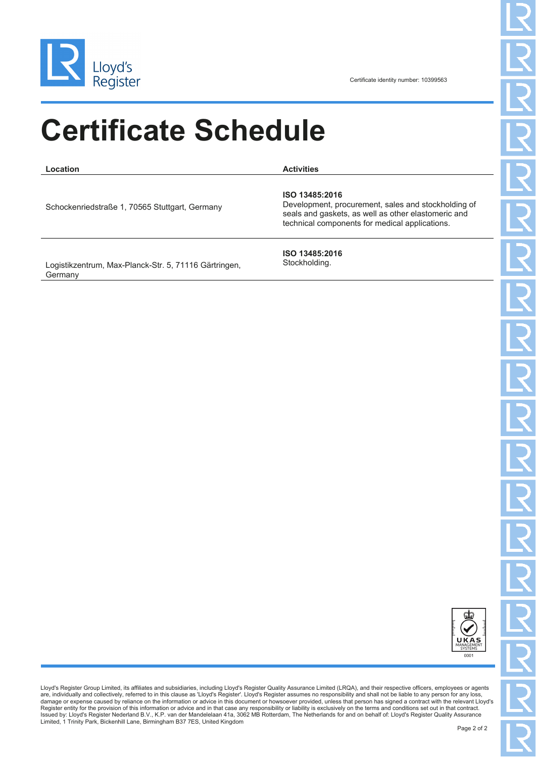Certificate identity number: 10399563

# Certificate Schedule

| Location | Activities |
|---|---|
| Schockenriedstraße 1, 70565 Stuttgart, Germany | **ISO 13485:2016** Development, procurement, sales and stockholding of seals and gaskets, as well as other elastomeric and technical components for medical applications. |
| Logistikzentrum, Max-Planck-Str. 5, 71116 Gärtringen, Germany | **ISO 13485:2016** Stockholding. |

UKAS MANAGEMENT SYSTEMS 0001

Lloyd's Register Group Limited, its affiliates and subsidiaries, including Lloyd's Register Quality Assurance Limited (LRQA), and their respective officers, employees or agents are, individually and collectively, referred to in this clause as 'Lloyd's Register'. Lloyd's Register assumes no responsibility and shall not be liable to any person for any loss, damage or expense caused by reliance on the information or advice in this document or howsoever provided, unless that person has signed a contract with the relevant Lloyd's Register entity for the provision of this information or advice and in that case any responsibility or liability is exclusively on the terms and conditions set out in that contract.
Issued by: Lloyd's Register Nederland B.V., K.P. van der Mandelelaan 41a, 3062 MB Rotterdam, The Netherlands for and on behalf of: Lloyd's Register Quality Assurance Limited, 1 Trinity Park, Bickenhill Lane, Birmingham B37 7ES, United Kingdom